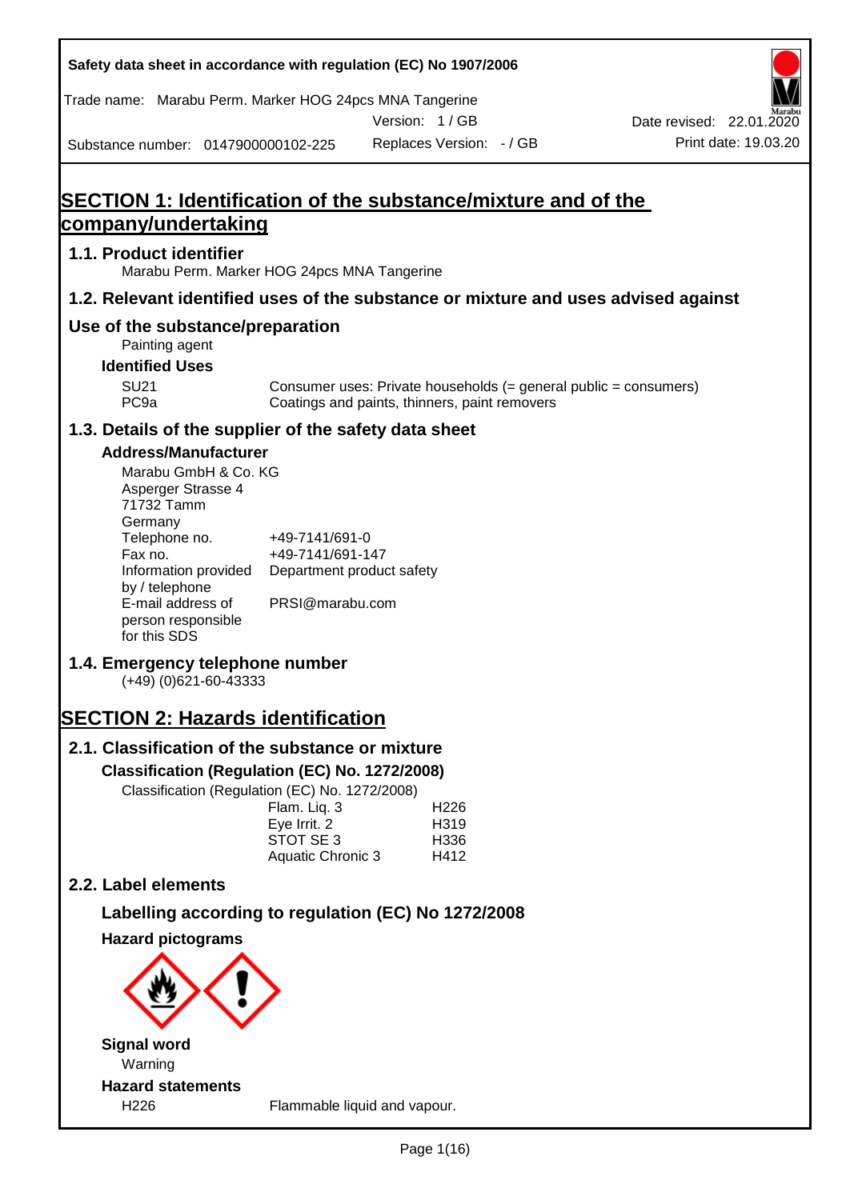Safety data sheet in accordance with regulation (EC) No 1907/2006

Trade name: Marabu Perm. Marker HOG 24pcs MNA Tangerine

Version: 1 / GB

Date revised: 22.01.2020

Substance number: 0147900000102-225

Replaces Version: - / GB

Print date: 19.03.20

# SECTION 1: Identification of the substance/mixture and of the company/undertaking

## 1.1. Product identifier

Marabu Perm. Marker HOG 24pcs MNA Tangerine

## 1.2. Relevant identified uses of the substance or mixture and uses advised against

## Use of the substance/preparation

Painting agent

### Identified Uses

| | |
|---|---|
| SU21 | Consumer uses: Private households (= general public = consumers) |
| PC9a | Coatings and paints, thinners, paint removers |

## 1.3. Details of the supplier of the safety data sheet

### Address/Manufacturer

Marabu GmbH & Co. KG
Asperger Strasse 4
71732 Tamm
Germany

| | |
|---|---|
| Telephone no. | +49-7141/691-0 |
| Fax no. | +49-7141/691-147 |
| Information provided by / telephone | Department product safety |
| E-mail address of person responsible for this SDS | PRSI@marabu.com |

## 1.4. Emergency telephone number

(+49) (0)621-60-43333

# SECTION 2: Hazards identification

## 2.1. Classification of the substance or mixture

### Classification (Regulation (EC) No. 1272/2008)

Classification (Regulation (EC) No. 1272/2008)

| | |
|---|---|
| Flam. Liq. 3 | H226 |
| Eye Irrit. 2 | H319 |
| STOT SE 3 | H336 |
| Aquatic Chronic 3 | H412 |

## 2.2. Label elements

### Labelling according to regulation (EC) No 1272/2008

### Hazard pictograms

### Signal word

Warning

### Hazard statements

| | |
|---|---|
| H226 | Flammable liquid and vapour. |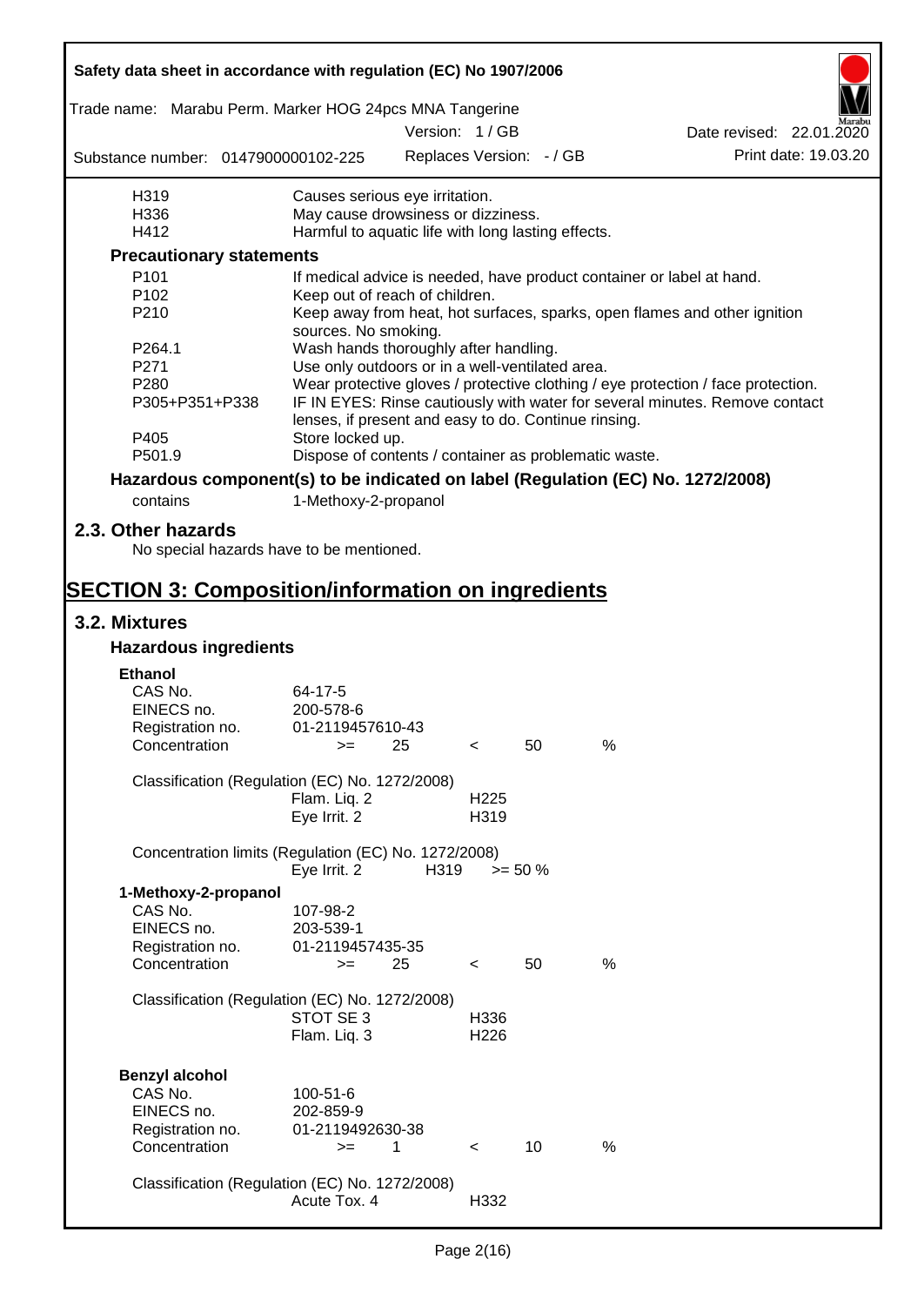| | |
|---|---|
| H319 | Causes serious eye irritation. |
| H336 | May cause drowsiness or dizziness. |
| H412 | Harmful to aquatic life with long lasting effects. |

### Precautionary statements

| | |
|---|---|
| P101 | If medical advice is needed, have product container or label at hand. |
| P102 | Keep out of reach of children. |
| P210 | Keep away from heat, hot surfaces, sparks, open flames and other ignition sources. No smoking. |
| P264.1 | Wash hands thoroughly after handling. |
| P271 | Use only outdoors or in a well-ventilated area. |
| P280 | Wear protective gloves / protective clothing / eye protection / face protection. |
| P305+P351+P338 | IF IN EYES: Rinse cautiously with water for several minutes. Remove contact lenses, if present and easy to do. Continue rinsing. |
| P405 | Store locked up. |
| P501.9 | Dispose of contents / container as problematic waste. |

### Hazardous component(s) to be indicated on label (Regulation (EC) No. 1272/2008)

contains 1-Methoxy-2-propanol

## 2.3. Other hazards

No special hazards have to be mentioned.

# SECTION 3: Composition/information on ingredients

## 3.2. Mixtures

### Hazardous ingredients

**Ethanol**

| | |
|---|---|
| CAS No. | 64-17-5 |
| EINECS no. | 200-578-6 |
| Registration no. | 01-2119457610-43 |
| Concentration | >= 25 < 50 % |

Classification (Regulation (EC) No. 1272/2008)

| | |
|---|---|
| Flam. Liq. 2 | H225 |
| Eye Irrit. 2 | H319 |

Concentration limits (Regulation (EC) No. 1272/2008)

| | | |
|---|---|---|
| Eye Irrit. 2 | H319 | >= 50 % |

**1-Methoxy-2-propanol**

| | |
|---|---|
| CAS No. | 107-98-2 |
| EINECS no. | 203-539-1 |
| Registration no. | 01-2119457435-35 |
| Concentration | >= 25 < 50 % |

Classification (Regulation (EC) No. 1272/2008)

| | |
|---|---|
| STOT SE 3 | H336 |
| Flam. Liq. 3 | H226 |

**Benzyl alcohol**

| | |
|---|---|
| CAS No. | 100-51-6 |
| EINECS no. | 202-859-9 |
| Registration no. | 01-2119492630-38 |
| Concentration | >= 1 < 10 % |

Classification (Regulation (EC) No. 1272/2008)

| | |
|---|---|
| Acute Tox. 4 | H332 |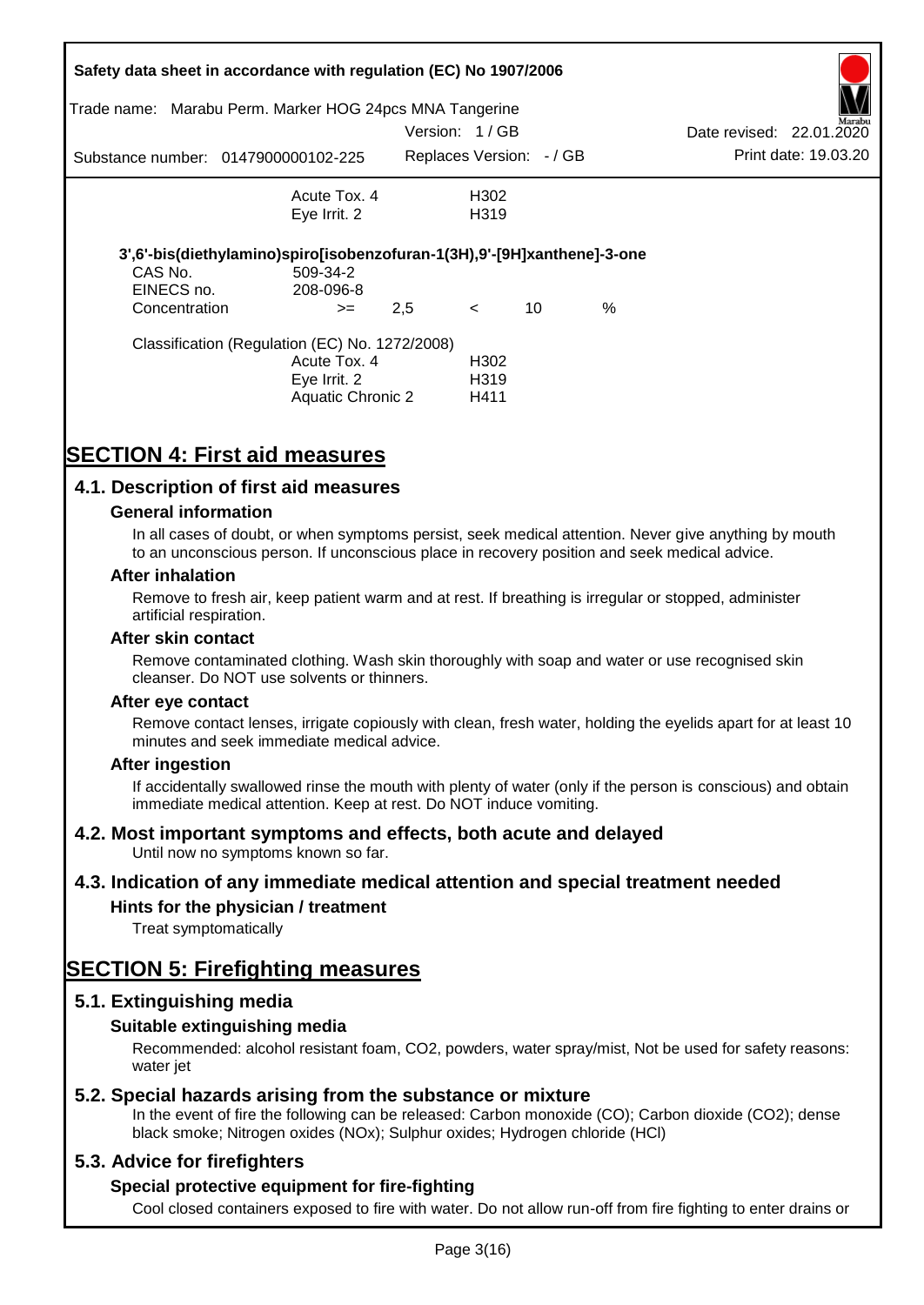| | | |
|---|---|---|
| | Acute Tox. 4 | H302 |
| | Eye Irrit. 2 | H319 |

**3',6'-bis(diethylamino)spiro[isobenzofuran-1(3H),9'-[9H]xanthene]-3-one**

| | | | | | |
|---|---|---|---|---|---|
| CAS No. | 509-34-2 | | | | |
| EINECS no. | 208-096-8 | | | | |
| Concentration | >= | 2,5 | < | 10 | % |

Classification (Regulation (EC) No. 1272/2008)

| | |
|---|---|
| Acute Tox. 4 | H302 |
| Eye Irrit. 2 | H319 |
| Aquatic Chronic 2 | H411 |

# SECTION 4: First aid measures

## 4.1. Description of first aid measures

### General information

In all cases of doubt, or when symptoms persist, seek medical attention. Never give anything by mouth to an unconscious person. If unconscious place in recovery position and seek medical advice.

### After inhalation

Remove to fresh air, keep patient warm and at rest. If breathing is irregular or stopped, administer artificial respiration.

### After skin contact

Remove contaminated clothing. Wash skin thoroughly with soap and water or use recognised skin cleanser. Do NOT use solvents or thinners.

### After eye contact

Remove contact lenses, irrigate copiously with clean, fresh water, holding the eyelids apart for at least 10 minutes and seek immediate medical advice.

### After ingestion

If accidentally swallowed rinse the mouth with plenty of water (only if the person is conscious) and obtain immediate medical attention. Keep at rest. Do NOT induce vomiting.

## 4.2. Most important symptoms and effects, both acute and delayed

Until now no symptoms known so far.

## 4.3. Indication of any immediate medical attention and special treatment needed

### Hints for the physician / treatment

Treat symptomatically

# SECTION 5: Firefighting measures

## 5.1. Extinguishing media

### Suitable extinguishing media

Recommended: alcohol resistant foam, $CO_2$, powders, water spray/mist, Not be used for safety reasons: water jet

## 5.2. Special hazards arising from the substance or mixture

In the event of fire the following can be released: Carbon monoxide (CO); Carbon dioxide ($CO_2$); dense black smoke; Nitrogen oxides ($NO_x$); Sulphur oxides; Hydrogen chloride (HCl)

## 5.3. Advice for firefighters

### Special protective equipment for fire-fighting

Cool closed containers exposed to fire with water. Do not allow run-off from fire fighting to enter drains or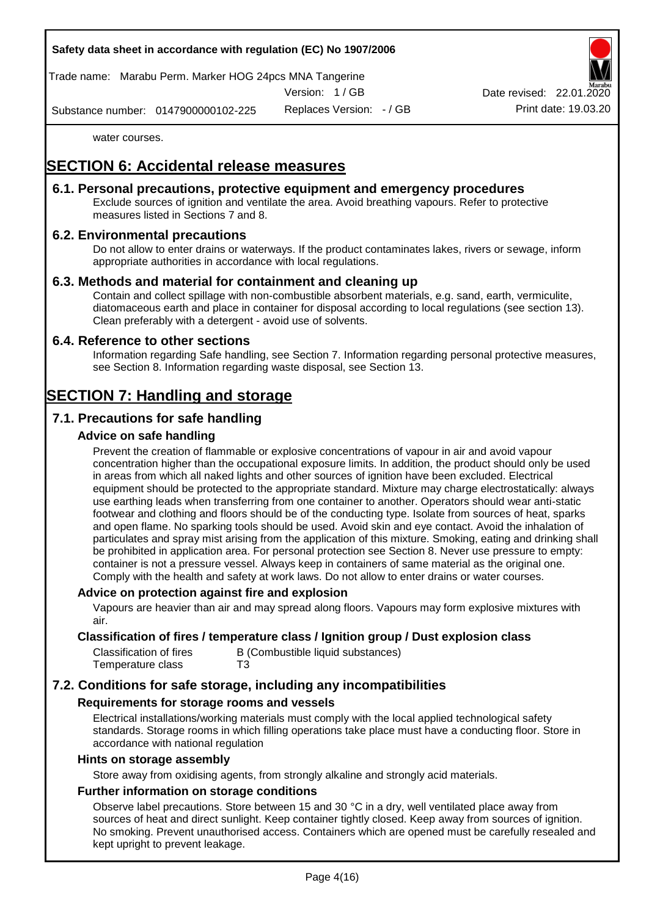water courses.

# SECTION 6: Accidental release measures

## 6.1. Personal precautions, protective equipment and emergency procedures

Exclude sources of ignition and ventilate the area. Avoid breathing vapours. Refer to protective measures listed in Sections 7 and 8.

## 6.2. Environmental precautions

Do not allow to enter drains or waterways. If the product contaminates lakes, rivers or sewage, inform appropriate authorities in accordance with local regulations.

## 6.3. Methods and material for containment and cleaning up

Contain and collect spillage with non-combustible absorbent materials, e.g. sand, earth, vermiculite, diatomaceous earth and place in container for disposal according to local regulations (see section 13). Clean preferably with a detergent - avoid use of solvents.

## 6.4. Reference to other sections

Information regarding Safe handling, see Section 7. Information regarding personal protective measures, see Section 8. Information regarding waste disposal, see Section 13.

# SECTION 7: Handling and storage

## 7.1. Precautions for safe handling

### Advice on safe handling

Prevent the creation of flammable or explosive concentrations of vapour in air and avoid vapour concentration higher than the occupational exposure limits. In addition, the product should only be used in areas from which all naked lights and other sources of ignition have been excluded. Electrical equipment should be protected to the appropriate standard. Mixture may charge electrostatically: always use earthing leads when transferring from one container to another. Operators should wear anti-static footwear and clothing and floors should be of the conducting type. Isolate from sources of heat, sparks and open flame. No sparking tools should be used. Avoid skin and eye contact. Avoid the inhalation of particulates and spray mist arising from the application of this mixture. Smoking, eating and drinking shall be prohibited in application area. For personal protection see Section 8. Never use pressure to empty: container is not a pressure vessel. Always keep in containers of same material as the original one. Comply with the health and safety at work laws. Do not allow to enter drains or water courses.

### Advice on protection against fire and explosion

Vapours are heavier than air and may spread along floors. Vapours may form explosive mixtures with air.

### Classification of fires / temperature class / Ignition group / Dust explosion class

| | |
|---|---|
| Classification of fires | B (Combustible liquid substances) |
| Temperature class | T3 |

## 7.2. Conditions for safe storage, including any incompatibilities

### Requirements for storage rooms and vessels

Electrical installations/working materials must comply with the local applied technological safety standards. Storage rooms in which filling operations take place must have a conducting floor. Store in accordance with national regulation

### Hints on storage assembly

Store away from oxidising agents, from strongly alkaline and strongly acid materials.

### Further information on storage conditions

Observe label precautions. Store between 15 and 30 °C in a dry, well ventilated place away from sources of heat and direct sunlight. Keep container tightly closed. Keep away from sources of ignition. No smoking. Prevent unauthorised access. Containers which are opened must be carefully resealed and kept upright to prevent leakage.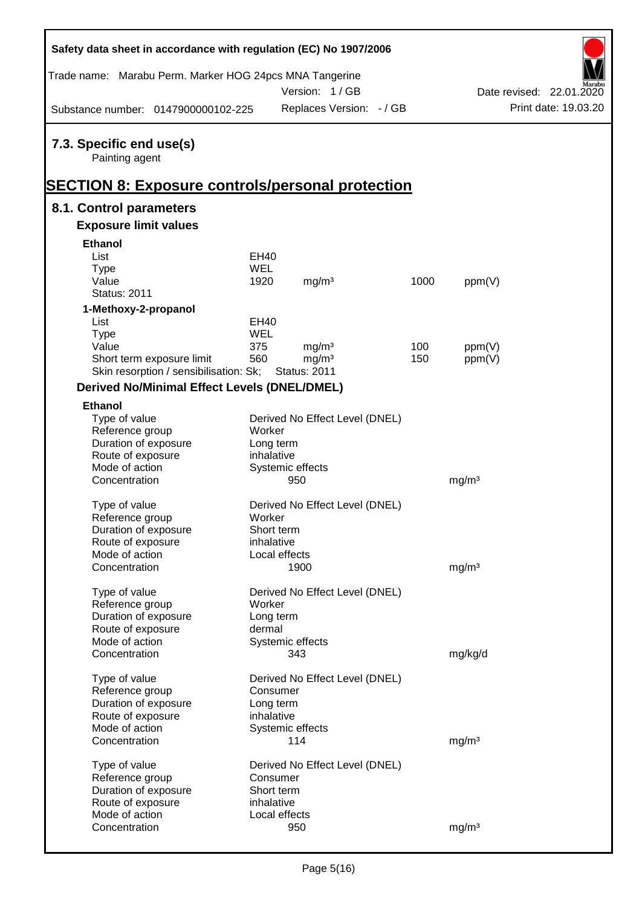## 7.3. Specific end use(s)

Painting agent

# SECTION 8: Exposure controls/personal protection

## 8.1. Control parameters

### Exposure limit values

**Ethanol**

| | | | | |
|---|---|---|---|---|
| List | EH40 | | | |
| Type | WEL | | | |
| Value | 1920 | mg/m³ | 1000 | ppm(V) |
| Status: 2011 | | | | |

**1-Methoxy-2-propanol**

| | | | | |
|---|---|---|---|---|
| List | EH40 | | | |
| Type | WEL | | | |
| Value | 375 | mg/m³ | 100 | ppm(V) |
| Short term exposure limit | 560 | mg/m³ | 150 | ppm(V) |
| Skin resorption / sensibilisation: Sk; | Status: 2011 | | | |

### Derived No/Minimal Effect Levels (DNEL/DMEL)

**Ethanol**

| | | |
|---|---|---|
| Type of value | Derived No Effect Level (DNEL) | |
| Reference group | Worker | |
| Duration of exposure | Long term | |
| Route of exposure | inhalative | |
| Mode of action | Systemic effects | |
| Concentration | 950 | mg/m³ |

| | | |
|---|---|---|
| Type of value | Derived No Effect Level (DNEL) | |
| Reference group | Worker | |
| Duration of exposure | Short term | |
| Route of exposure | inhalative | |
| Mode of action | Local effects | |
| Concentration | 1900 | mg/m³ |

| | | |
|---|---|---|
| Type of value | Derived No Effect Level (DNEL) | |
| Reference group | Worker | |
| Duration of exposure | Long term | |
| Route of exposure | dermal | |
| Mode of action | Systemic effects | |
| Concentration | 343 | mg/kg/d |

| | | |
|---|---|---|
| Type of value | Derived No Effect Level (DNEL) | |
| Reference group | Consumer | |
| Duration of exposure | Long term | |
| Route of exposure | inhalative | |
| Mode of action | Systemic effects | |
| Concentration | 114 | mg/m³ |

| | | |
|---|---|---|
| Type of value | Derived No Effect Level (DNEL) | |
| Reference group | Consumer | |
| Duration of exposure | Short term | |
| Route of exposure | inhalative | |
| Mode of action | Local effects | |
| Concentration | 950 | mg/m³ |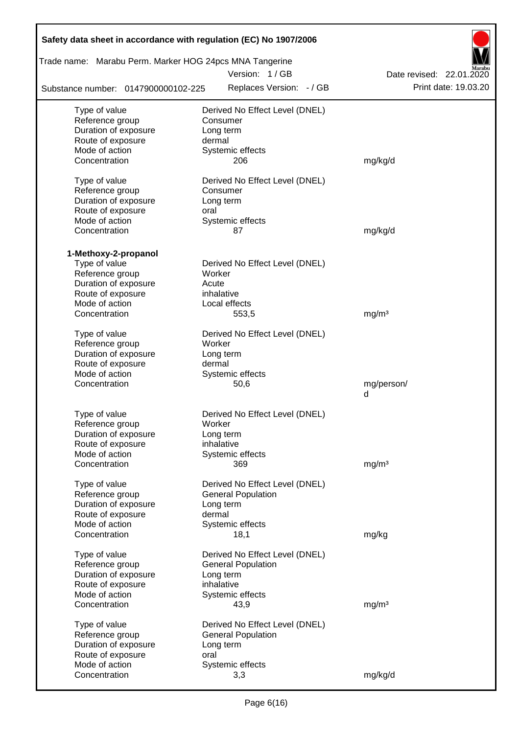| | | |
|---|---|---|
| Type of value | Derived No Effect Level (DNEL) | |
| Reference group | Consumer | |
| Duration of exposure | Long term | |
| Route of exposure | dermal | |
| Mode of action | Systemic effects | |
| Concentration | 206 | mg/kg/d |

| | | |
|---|---|---|
| Type of value | Derived No Effect Level (DNEL) | |
| Reference group | Consumer | |
| Duration of exposure | Long term | |
| Route of exposure | oral | |
| Mode of action | Systemic effects | |
| Concentration | 87 | mg/kg/d |

**1-Methoxy-2-propanol**

| | | |
|---|---|---|
| Type of value | Derived No Effect Level (DNEL) | |
| Reference group | Worker | |
| Duration of exposure | Acute | |
| Route of exposure | inhalative | |
| Mode of action | Local effects | |
| Concentration | 553,5 | mg/m³ |

| | | |
|---|---|---|
| Type of value | Derived No Effect Level (DNEL) | |
| Reference group | Worker | |
| Duration of exposure | Long term | |
| Route of exposure | dermal | |
| Mode of action | Systemic effects | |
| Concentration | 50,6 | mg/person/d |

| | | |
|---|---|---|
| Type of value | Derived No Effect Level (DNEL) | |
| Reference group | Worker | |
| Duration of exposure | Long term | |
| Route of exposure | inhalative | |
| Mode of action | Systemic effects | |
| Concentration | 369 | mg/m³ |

| | | |
|---|---|---|
| Type of value | Derived No Effect Level (DNEL) | |
| Reference group | General Population | |
| Duration of exposure | Long term | |
| Route of exposure | dermal | |
| Mode of action | Systemic effects | |
| Concentration | 18,1 | mg/kg |

| | | |
|---|---|---|
| Type of value | Derived No Effect Level (DNEL) | |
| Reference group | General Population | |
| Duration of exposure | Long term | |
| Route of exposure | inhalative | |
| Mode of action | Systemic effects | |
| Concentration | 43,9 | mg/m³ |

| | | |
|---|---|---|
| Type of value | Derived No Effect Level (DNEL) | |
| Reference group | General Population | |
| Duration of exposure | Long term | |
| Route of exposure | oral | |
| Mode of action | Systemic effects | |
| Concentration | 3,3 | mg/kg/d |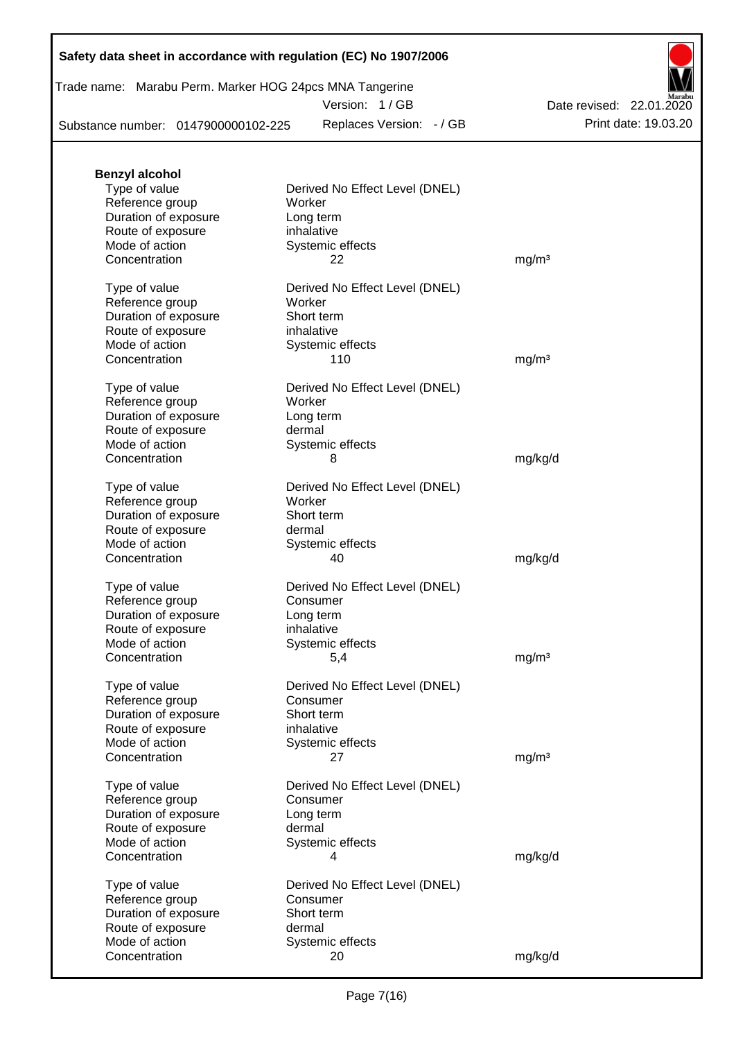**Benzyl alcohol**

| | | |
|---|---|---|
| Type of value | Derived No Effect Level (DNEL) | |
| Reference group | Worker | |
| Duration of exposure | Long term | |
| Route of exposure | inhalative | |
| Mode of action | Systemic effects | |
| Concentration | 22 | mg/m³ |
| | | |
| Type of value | Derived No Effect Level (DNEL) | |
| Reference group | Worker | |
| Duration of exposure | Short term | |
| Route of exposure | inhalative | |
| Mode of action | Systemic effects | |
| Concentration | 110 | mg/m³ |
| | | |
| Type of value | Derived No Effect Level (DNEL) | |
| Reference group | Worker | |
| Duration of exposure | Long term | |
| Route of exposure | dermal | |
| Mode of action | Systemic effects | |
| Concentration | 8 | mg/kg/d |
| | | |
| Type of value | Derived No Effect Level (DNEL) | |
| Reference group | Worker | |
| Duration of exposure | Short term | |
| Route of exposure | dermal | |
| Mode of action | Systemic effects | |
| Concentration | 40 | mg/kg/d |
| | | |
| Type of value | Derived No Effect Level (DNEL) | |
| Reference group | Consumer | |
| Duration of exposure | Long term | |
| Route of exposure | inhalative | |
| Mode of action | Systemic effects | |
| Concentration | 5,4 | mg/m³ |
| | | |
| Type of value | Derived No Effect Level (DNEL) | |
| Reference group | Consumer | |
| Duration of exposure | Short term | |
| Route of exposure | inhalative | |
| Mode of action | Systemic effects | |
| Concentration | 27 | mg/m³ |
| | | |
| Type of value | Derived No Effect Level (DNEL) | |
| Reference group | Consumer | |
| Duration of exposure | Long term | |
| Route of exposure | dermal | |
| Mode of action | Systemic effects | |
| Concentration | 4 | mg/kg/d |
| | | |
| Type of value | Derived No Effect Level (DNEL) | |
| Reference group | Consumer | |
| Duration of exposure | Short term | |
| Route of exposure | dermal | |
| Mode of action | Systemic effects | |
| Concentration | 20 | mg/kg/d |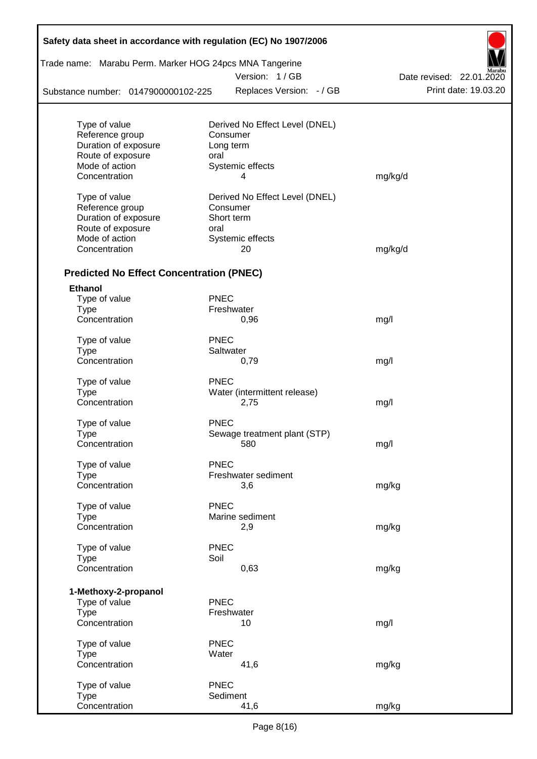| | | |
|---|---|---|
| Type of value | Derived No Effect Level (DNEL) | |
| Reference group | Consumer | |
| Duration of exposure | Long term | |
| Route of exposure | oral | |
| Mode of action | Systemic effects | |
| Concentration | 4 | mg/kg/d |

| | | |
|---|---|---|
| Type of value | Derived No Effect Level (DNEL) | |
| Reference group | Consumer | |
| Duration of exposure | Short term | |
| Route of exposure | oral | |
| Mode of action | Systemic effects | |
| Concentration | 20 | mg/kg/d |

### Predicted No Effect Concentration (PNEC)

**Ethanol**

| | | |
|---|---|---|
| Type of value | PNEC | |
| Type | Freshwater | |
| Concentration | 0,96 | mg/l |

| | | |
|---|---|---|
| Type of value | PNEC | |
| Type | Saltwater | |
| Concentration | 0,79 | mg/l |

| | | |
|---|---|---|
| Type of value | PNEC | |
| Type | Water (intermittent release) | |
| Concentration | 2,75 | mg/l |

| | | |
|---|---|---|
| Type of value | PNEC | |
| Type | Sewage treatment plant (STP) | |
| Concentration | 580 | mg/l |

| | | |
|---|---|---|
| Type of value | PNEC | |
| Type | Freshwater sediment | |
| Concentration | 3,6 | mg/kg |

| | | |
|---|---|---|
| Type of value | PNEC | |
| Type | Marine sediment | |
| Concentration | 2,9 | mg/kg |

| | | |
|---|---|---|
| Type of value | PNEC | |
| Type | Soil | |
| Concentration | 0,63 | mg/kg |

**1-Methoxy-2-propanol**

| | | |
|---|---|---|
| Type of value | PNEC | |
| Type | Freshwater | |
| Concentration | 10 | mg/l |

| | | |
|---|---|---|
| Type of value | PNEC | |
| Type | Water | |
| Concentration | 41,6 | mg/kg |

| | | |
|---|---|---|
| Type of value | PNEC | |
| Type | Sediment | |
| Concentration | 41,6 | mg/kg |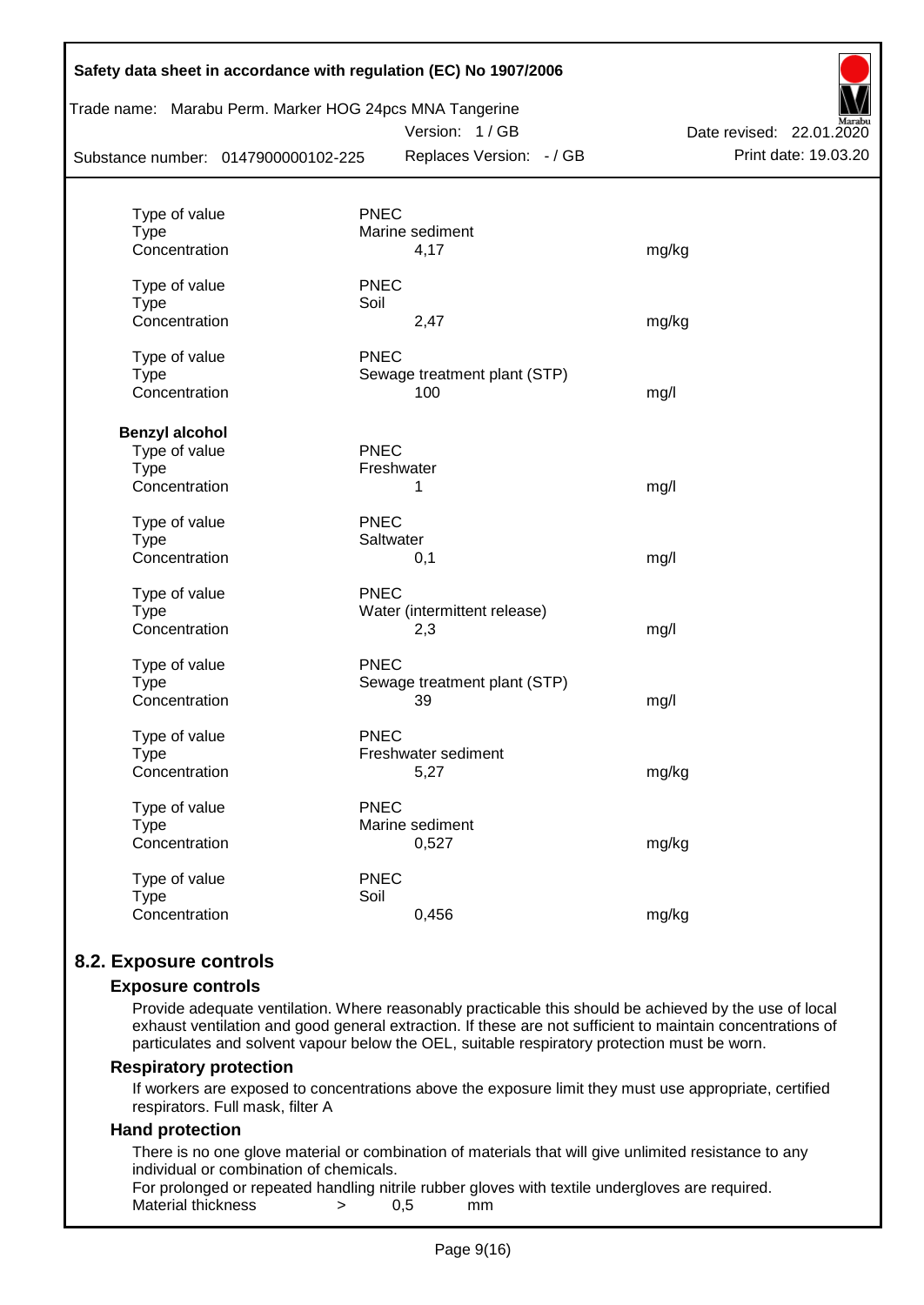| | | |
|---|---|---|
| Type of value | PNEC | |
| Type | Marine sediment | |
| Concentration | 4,17 | mg/kg |
| | | |
| Type of value | PNEC | |
| Type | Soil | |
| Concentration | 2,47 | mg/kg |
| | | |
| Type of value | PNEC | |
| Type | Sewage treatment plant (STP) | |
| Concentration | 100 | mg/l |

**Benzyl alcohol**

| | | |
|---|---|---|
| Type of value | PNEC | |
| Type | Freshwater | |
| Concentration | 1 | mg/l |
| | | |
| Type of value | PNEC | |
| Type | Saltwater | |
| Concentration | 0,1 | mg/l |
| | | |
| Type of value | PNEC | |
| Type | Water (intermittent release) | |
| Concentration | 2,3 | mg/l |
| | | |
| Type of value | PNEC | |
| Type | Sewage treatment plant (STP) | |
| Concentration | 39 | mg/l |
| | | |
| Type of value | PNEC | |
| Type | Freshwater sediment | |
| Concentration | 5,27 | mg/kg |
| | | |
| Type of value | PNEC | |
| Type | Marine sediment | |
| Concentration | 0,527 | mg/kg |
| | | |
| Type of value | PNEC | |
| Type | Soil | |
| Concentration | 0,456 | mg/kg |

## 8.2. Exposure controls

### Exposure controls

Provide adequate ventilation. Where reasonably practicable this should be achieved by the use of local exhaust ventilation and good general extraction. If these are not sufficient to maintain concentrations of particulates and solvent vapour below the OEL, suitable respiratory protection must be worn.

### Respiratory protection

If workers are exposed to concentrations above the exposure limit they must use appropriate, certified respirators. Full mask, filter A

### Hand protection

There is no one glove material or combination of materials that will give unlimited resistance to any individual or combination of chemicals.

For prolonged or repeated handling nitrile rubber gloves with textile undergloves are required.

Material thickness > 0,5 mm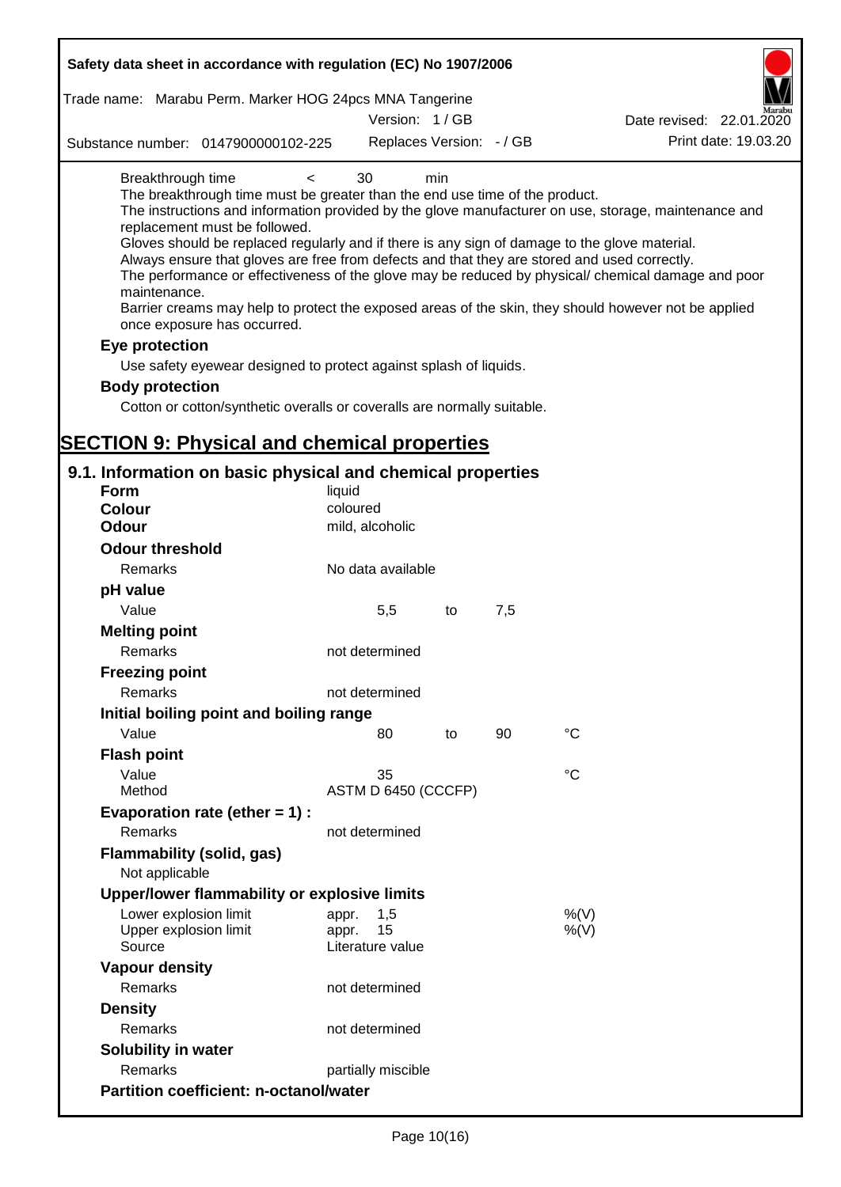Breakthrough time < 30 min

The breakthrough time must be greater than the end use time of the product.

The instructions and information provided by the glove manufacturer on use, storage, maintenance and replacement must be followed.

Gloves should be replaced regularly and if there is any sign of damage to the glove material.

Always ensure that gloves are free from defects and that they are stored and used correctly.

The performance or effectiveness of the glove may be reduced by physical/ chemical damage and poor maintenance.

Barrier creams may help to protect the exposed areas of the skin, they should however not be applied once exposure has occurred.

**Eye protection**

Use safety eyewear designed to protect against splash of liquids.

**Body protection**

Cotton or cotton/synthetic overalls or coveralls are normally suitable.

# SECTION 9: Physical and chemical properties

## 9.1. Information on basic physical and chemical properties

| | | | | |
|---|---|---|---|---|
| **Form** | liquid | | | |
| **Colour** | coloured | | | |
| **Odour** | mild, alcoholic | | | |
| **Odour threshold** | | | | |
| Remarks | No data available | | | |
| **pH value** | | | | |
| Value | 5,5 | to | 7,5 | |
| **Melting point** | | | | |
| Remarks | not determined | | | |
| **Freezing point** | | | | |
| Remarks | not determined | | | |
| **Initial boiling point and boiling range** | | | | |
| Value | 80 | to | 90 | °C |
| **Flash point** | | | | |
| Value | 35 | | | °C |
| Method | ASTM D 6450 (CCCFP) | | | |
| **Evaporation rate (ether = 1) :** | | | | |
| Remarks | not determined | | | |
| **Flammability (solid, gas)** | | | | |
| Not applicable | | | | |
| **Upper/lower flammability or explosive limits** | | | | |
| Lower explosion limit | appr. 1,5 | | | %(V) |
| Upper explosion limit | appr. 15 | | | %(V) |
| Source | Literature value | | | |
| **Vapour density** | | | | |
| Remarks | not determined | | | |
| **Density** | | | | |
| Remarks | not determined | | | |
| **Solubility in water** | | | | |
| Remarks | partially miscible | | | |
| **Partition coefficient: n-octanol/water** | | | | |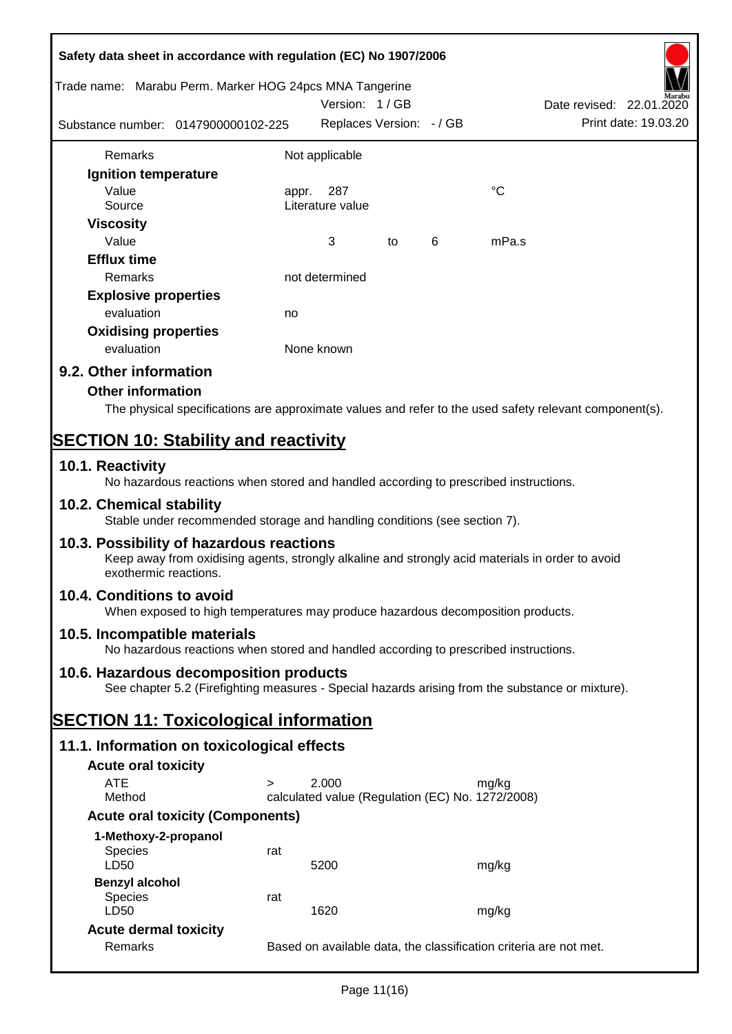| | | | | | |
|---|---|---|---|---|---|
| Remarks | Not applicable | | | | |
| **Ignition temperature** | | | | | |
| Value | appr. | 287 | | | °C |
| Source | Literature value | | | | |
| **Viscosity** | | | | | |
| Value | | 3 | to | 6 | mPa.s |
| **Efflux time** | | | | | |
| Remarks | not determined | | | | |
| **Explosive properties** | | | | | |
| evaluation | no | | | | |
| **Oxidising properties** | | | | | |
| evaluation | None known | | | | |

## 9.2. Other information

### Other information

The physical specifications are approximate values and refer to the used safety relevant component(s).

# SECTION 10: Stability and reactivity

## 10.1. Reactivity

No hazardous reactions when stored and handled according to prescribed instructions.

## 10.2. Chemical stability

Stable under recommended storage and handling conditions (see section 7).

## 10.3. Possibility of hazardous reactions

Keep away from oxidising agents, strongly alkaline and strongly acid materials in order to avoid exothermic reactions.

## 10.4. Conditions to avoid

When exposed to high temperatures may produce hazardous decomposition products.

## 10.5. Incompatible materials

No hazardous reactions when stored and handled according to prescribed instructions.

## 10.6. Hazardous decomposition products

See chapter 5.2 (Firefighting measures - Special hazards arising from the substance or mixture).

# SECTION 11: Toxicological information

## 11.1. Information on toxicological effects

### Acute oral toxicity

| | | | |
|---|---|---|---|
| ATE | > | 2.000 | mg/kg |
| Method | calculated value (Regulation (EC) No. 1272/2008) | | |

### Acute oral toxicity (Components)

| | | | |
|---|---|---|---|
| **1-Methoxy-2-propanol** | | | |
| Species | rat | | |
| LD50 | | 5200 | mg/kg |
| **Benzyl alcohol** | | | |
| Species | rat | | |
| LD50 | | 1620 | mg/kg |

### Acute dermal toxicity

| | |
|---|---|
| Remarks | Based on available data, the classification criteria are not met. |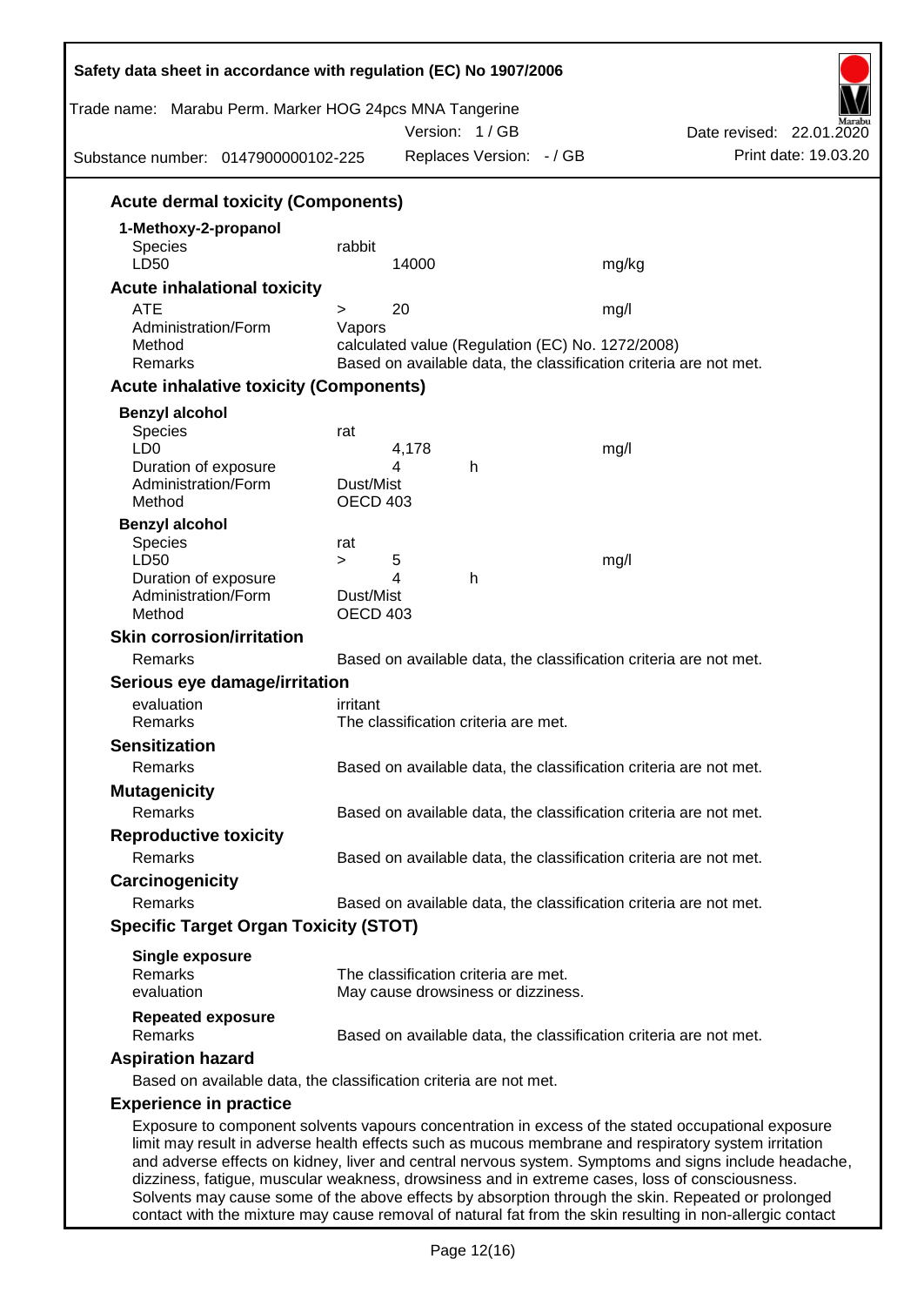### Acute dermal toxicity (Components)

**1-Methoxy-2-propanol**

| | | | |
|---|---|---|---|
| Species | rabbit | | |
| LD50 | 14000 | | mg/kg |

### Acute inhalational toxicity

| | | | |
|---|---|---|---|
| ATE | > 20 | | mg/l |
| Administration/Form | Vapors | | |
| Method | calculated value (Regulation (EC) No. 1272/2008) | | |
| Remarks | Based on available data, the classification criteria are not met. | | |

### Acute inhalative toxicity (Components)

**Benzyl alcohol**

| | | | |
|---|---|---|---|
| Species | rat | | |
| LD0 | 4,178 | | mg/l |
| Duration of exposure | 4 | h | |
| Administration/Form | Dust/Mist | | |
| Method | OECD 403 | | |

**Benzyl alcohol**

| | | | |
|---|---|---|---|
| Species | rat | | |
| LD50 | > 5 | | mg/l |
| Duration of exposure | 4 | h | |
| Administration/Form | Dust/Mist | | |
| Method | OECD 403 | | |

### Skin corrosion/irritation

Remarks: Based on available data, the classification criteria are not met.

### Serious eye damage/irritation

evaluation: irritant
Remarks: The classification criteria are met.

### Sensitization

Remarks: Based on available data, the classification criteria are not met.

### Mutagenicity

Remarks: Based on available data, the classification criteria are not met.

### Reproductive toxicity

Remarks: Based on available data, the classification criteria are not met.

### Carcinogenicity

Remarks: Based on available data, the classification criteria are not met.

### Specific Target Organ Toxicity (STOT)

**Single exposure**
Remarks: The classification criteria are met.
evaluation: May cause drowsiness or dizziness.

**Repeated exposure**
Remarks: Based on available data, the classification criteria are not met.

### Aspiration hazard

Based on available data, the classification criteria are not met.

### Experience in practice

Exposure to component solvents vapours concentration in excess of the stated occupational exposure limit may result in adverse health effects such as mucous membrane and respiratory system irritation and adverse effects on kidney, liver and central nervous system. Symptoms and signs include headache, dizziness, fatigue, muscular weakness, drowsiness and in extreme cases, loss of consciousness. Solvents may cause some of the above effects by absorption through the skin. Repeated or prolonged contact with the mixture may cause removal of natural fat from the skin resulting in non-allergic contact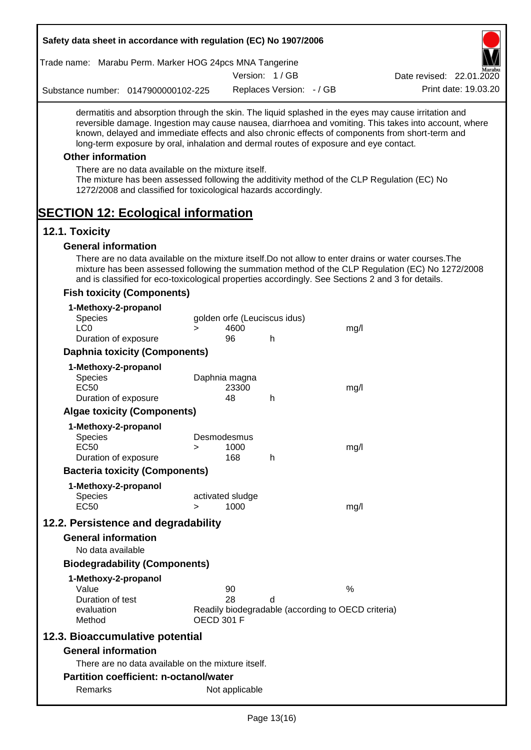dermatitis and absorption through the skin. The liquid splashed in the eyes may cause irritation and reversible damage. Ingestion may cause nausea, diarrhoea and vomiting. This takes into account, where known, delayed and immediate effects and also chronic effects of components from short-term and long-term exposure by oral, inhalation and dermal routes of exposure and eye contact.

### Other information

There are no data available on the mixture itself.
The mixture has been assessed following the additivity method of the CLP Regulation (EC) No 1272/2008 and classified for toxicological hazards accordingly.

# SECTION 12: Ecological information

## 12.1. Toxicity

### General information

There are no data available on the mixture itself.Do not allow to enter drains or water courses.The mixture has been assessed following the summation method of the CLP Regulation (EC) No 1272/2008 and is classified for eco-toxicological properties accordingly. See Sections 2 and 3 for details.

### Fish toxicity (Components)

**1-Methoxy-2-propanol**

| | | | | |
|---|---|---|---|---|
| Species | golden orfe (Leuciscus idus) | | | |
| LC0 | > | 4600 | | mg/l |
| Duration of exposure | | 96 | h | |

### Daphnia toxicity (Components)

**1-Methoxy-2-propanol**

| | | | | |
|---|---|---|---|---|
| Species | Daphnia magna | | | |
| EC50 | | 23300 | | mg/l |
| Duration of exposure | | 48 | h | |

### Algae toxicity (Components)

**1-Methoxy-2-propanol**

| | | | | |
|---|---|---|---|---|
| Species | Desmodesmus | | | |
| EC50 | > | 1000 | | mg/l |
| Duration of exposure | | 168 | h | |

### Bacteria toxicity (Components)

**1-Methoxy-2-propanol**

| | | | | |
|---|---|---|---|---|
| Species | activated sludge | | | |
| EC50 | > | 1000 | | mg/l |

## 12.2. Persistence and degradability

### General information

No data available

### Biodegradability (Components)

**1-Methoxy-2-propanol**

| | | | |
|---|---|---|---|
| Value | 90 | | % |
| Duration of test | 28 | d | |
| evaluation | Readily biodegradable (according to OECD criteria) | | |
| Method | OECD 301 F | | |

## 12.3. Bioaccumulative potential

### General information

There are no data available on the mixture itself.

### Partition coefficient: n-octanol/water

| | |
|---|---|
| Remarks | Not applicable |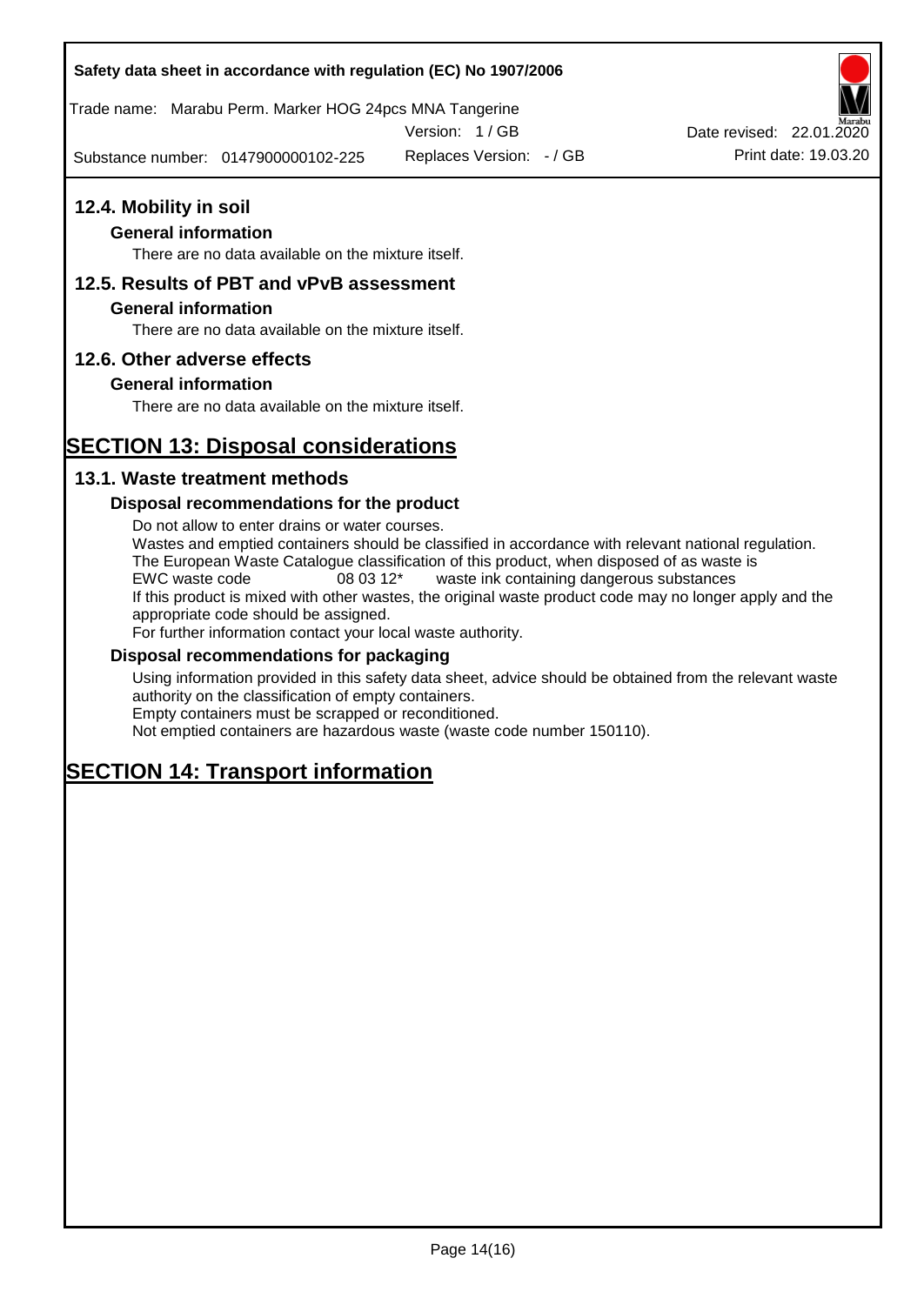## 12.4. Mobility in soil

### General information

There are no data available on the mixture itself.

## 12.5. Results of PBT and vPvB assessment

### General information

There are no data available on the mixture itself.

## 12.6. Other adverse effects

### General information

There are no data available on the mixture itself.

# SECTION 13: Disposal considerations

## 13.1. Waste treatment methods

### Disposal recommendations for the product

Do not allow to enter drains or water courses.
Wastes and emptied containers should be classified in accordance with relevant national regulation.
The European Waste Catalogue classification of this product, when disposed of as waste is
EWC waste code 08 03 12* waste ink containing dangerous substances
If this product is mixed with other wastes, the original waste product code may no longer apply and the appropriate code should be assigned.
For further information contact your local waste authority.

### Disposal recommendations for packaging

Using information provided in this safety data sheet, advice should be obtained from the relevant waste authority on the classification of empty containers.
Empty containers must be scrapped or reconditioned.
Not emptied containers are hazardous waste (waste code number 150110).

# SECTION 14: Transport information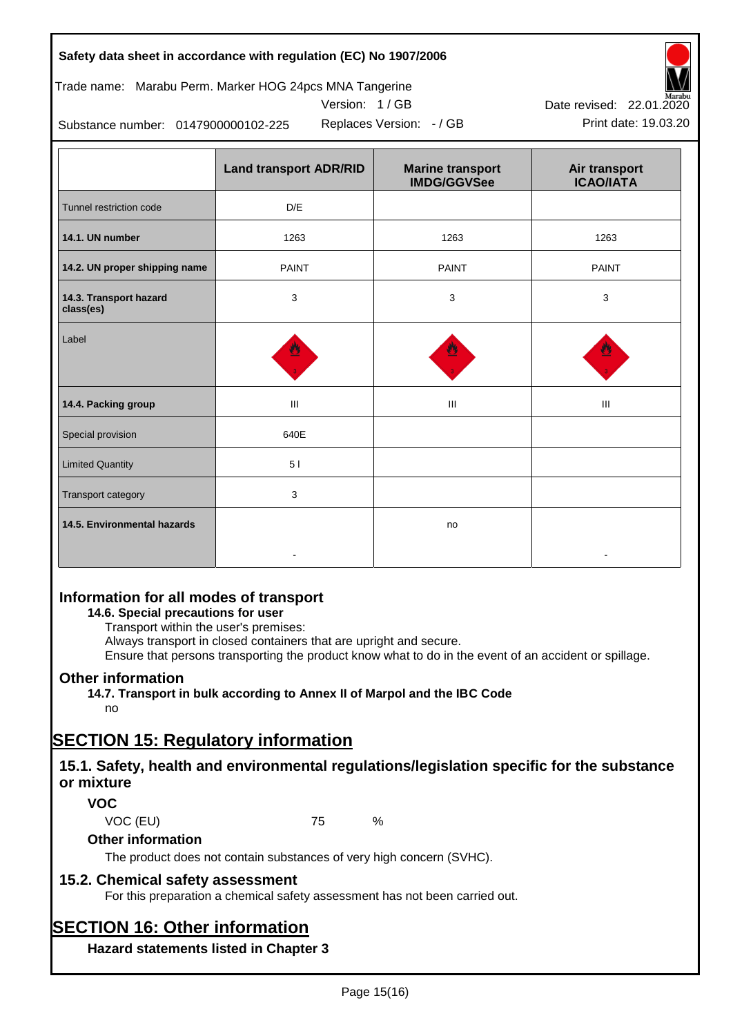| | Land transport ADR/RID | Marine transport IMDG/GGVSee | Air transport ICAO/IATA |
|---|---|---|---|
| Tunnel restriction code | D/E | | |
| **14.1. UN number** | 1263 | 1263 | 1263 |
| **14.2. UN proper shipping name** | PAINT | PAINT | PAINT |
| **14.3. Transport hazard class(es)** | 3 | 3 | 3 |
| Label | | | |
| **14.4. Packing group** | III | III | III |
| Special provision | 640E | | |
| Limited Quantity | 5 l | | |
| Transport category | 3 | | |
| **14.5. Environmental hazards** | - | no | - |

## Information for all modes of transport

**14.6. Special precautions for user**

Transport within the user's premises:
Always transport in closed containers that are upright and secure.
Ensure that persons transporting the product know what to do in the event of an accident or spillage.

## Other information

**14.7. Transport in bulk according to Annex II of Marpol and the IBC Code**

no

# SECTION 15: Regulatory information

## 15.1. Safety, health and environmental regulations/legislation specific for the substance or mixture

### VOC

VOC (EU) 75 %

### Other information

The product does not contain substances of very high concern (SVHC).

## 15.2. Chemical safety assessment

For this preparation a chemical safety assessment has not been carried out.

# SECTION 16: Other information

### Hazard statements listed in Chapter 3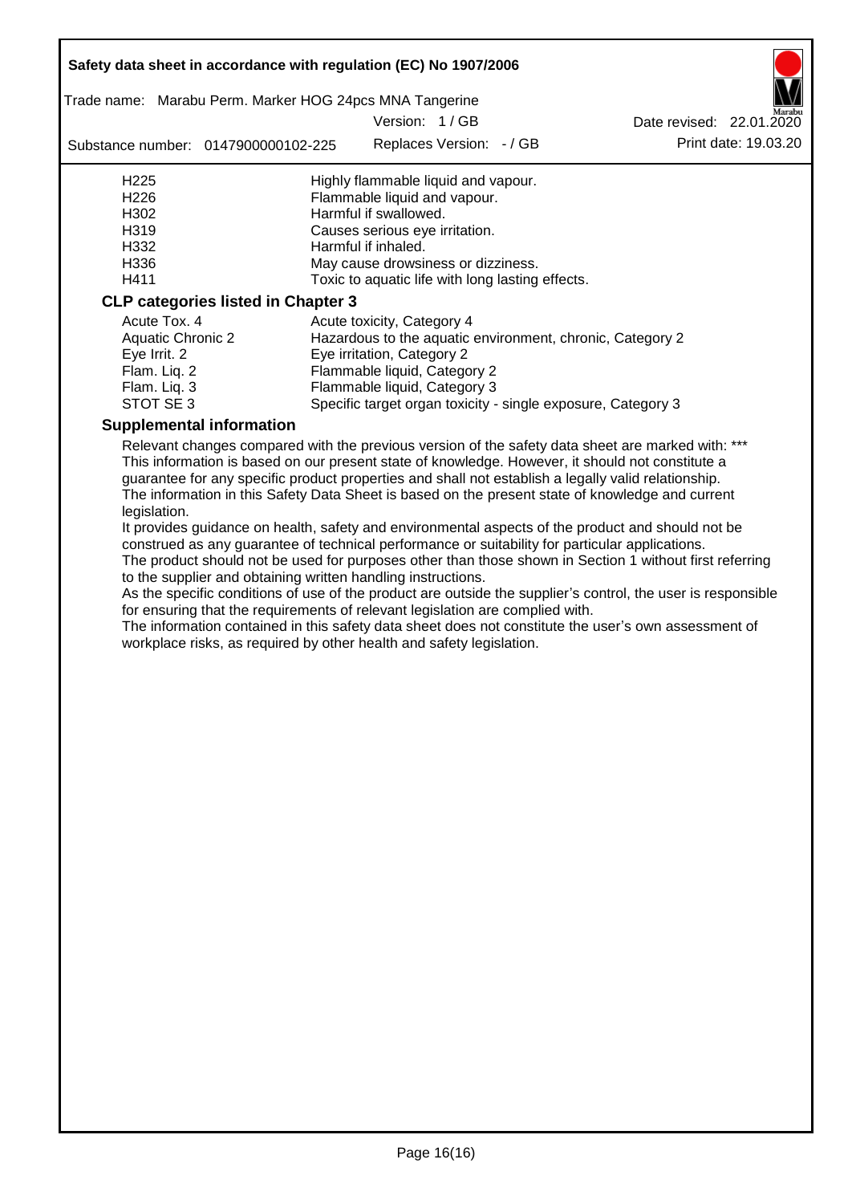| | |
|---|---|
| H225 | Highly flammable liquid and vapour. |
| H226 | Flammable liquid and vapour. |
| H302 | Harmful if swallowed. |
| H319 | Causes serious eye irritation. |
| H332 | Harmful if inhaled. |
| H336 | May cause drowsiness or dizziness. |
| H411 | Toxic to aquatic life with long lasting effects. |

## CLP categories listed in Chapter 3

| | |
|---|---|
| Acute Tox. 4 | Acute toxicity, Category 4 |
| Aquatic Chronic 2 | Hazardous to the aquatic environment, chronic, Category 2 |
| Eye Irrit. 2 | Eye irritation, Category 2 |
| Flam. Liq. 2 | Flammable liquid, Category 2 |
| Flam. Liq. 3 | Flammable liquid, Category 3 |
| STOT SE 3 | Specific target organ toxicity - single exposure, Category 3 |

## Supplemental information

Relevant changes compared with the previous version of the safety data sheet are marked with: ***
This information is based on our present state of knowledge. However, it should not constitute a guarantee for any specific product properties and shall not establish a legally valid relationship.
The information in this Safety Data Sheet is based on the present state of knowledge and current legislation.
It provides guidance on health, safety and environmental aspects of the product and should not be construed as any guarantee of technical performance or suitability for particular applications.
The product should not be used for purposes other than those shown in Section 1 without first referring to the supplier and obtaining written handling instructions.
As the specific conditions of use of the product are outside the supplier's control, the user is responsible for ensuring that the requirements of relevant legislation are complied with.
The information contained in this safety data sheet does not constitute the user's own assessment of workplace risks, as required by other health and safety legislation.